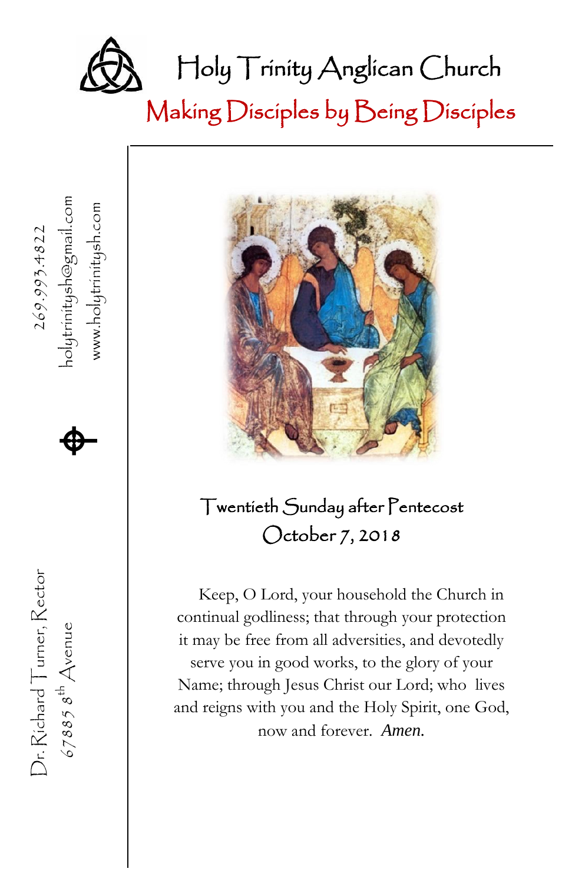# Holy Trinity Anglican Church

## Making Disciples by Being Disciples

269.993.4822

holytrinitysh@gmail.com

www.holytrinitysh.com

Dr. Richard Turner, Rector

67885 8th Avenue

### Twentieth Sunday after Pentecost
### October 7, 2018

Keep, O Lord, your household the Church in continual godliness; that through your protection it may be free from all adversities, and devotedly serve you in good works, to the glory of your Name; through Jesus Christ our Lord; who lives and reigns with you and the Holy Spirit, one God, now and forever. *Amen.*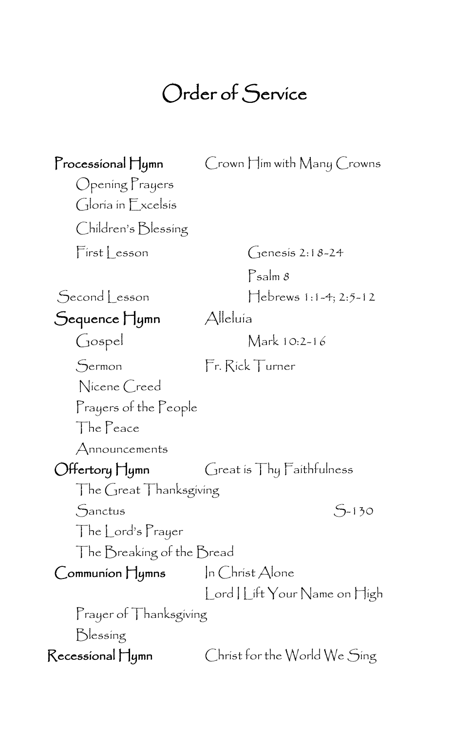# Order of Service

**Processional Hymn** Crown Him with Many Crowns

Opening Prayers

Gloria in Excelsis

Children's Blessing

First Lesson Genesis 2:18-24

Psalm 8

Second Lesson Hebrews 1:1-4; 2:5-12

**Sequence Hymn** Alleluia

Gospel Mark 10:2-16

Sermon Fr. Rick Turner

Nicene Creed

Prayers of the People

The Peace

Announcements

**Offertory Hymn** Great is Thy Faithfulness

The Great Thanksgiving

Sanctus S-130

The Lord's Prayer

The Breaking of the Bread

**Communion Hymns** In Christ Alone

Lord I Lift Your Name on High

Prayer of Thanksgiving

Blessing

**Recessional Hymn** Christ for the World We Sing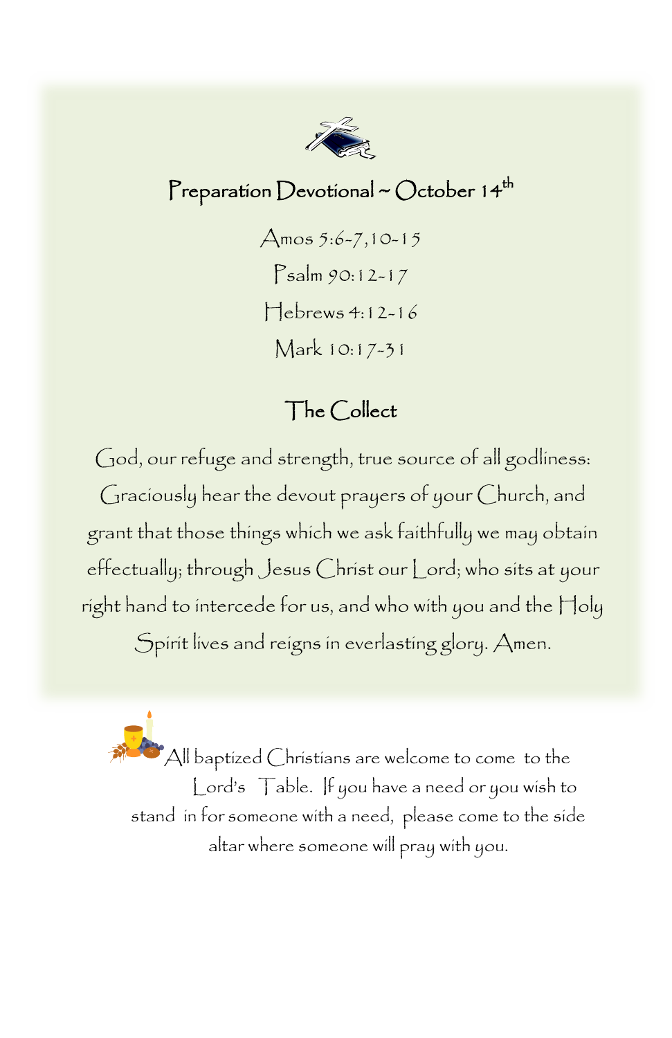## Preparation Devotional ~ October 14th

Amos 5:6-7,10-15

Psalm 90:12-17

Hebrews 4:12-16

Mark 10:17-31

### The Collect

God, our refuge and strength, true source of all godliness: Graciously hear the devout prayers of your Church, and grant that those things which we ask faithfully we may obtain effectually; through Jesus Christ our Lord; who sits at your right hand to intercede for us, and who with you and the Holy Spirit lives and reigns in everlasting glory. Amen.

All baptized Christians are welcome to come to the Lord's Table. If you have a need or you wish to stand in for someone with a need, please come to the side altar where someone will pray with you.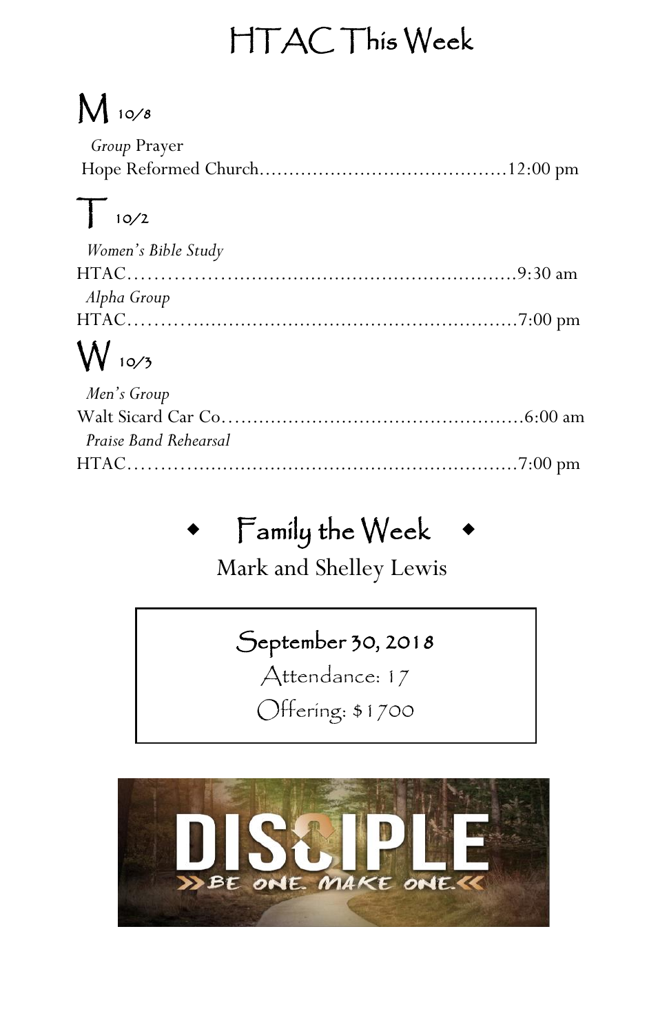# HTAC This Week

## M 10/8

*Group* Prayer
Hope Reformed Church……………………………………12:00 pm

## T 10/2

*Women's Bible Study*
HTAC…………………………………………………………9:30 am
*Alpha Group*
HTAC…………………………………………………………7:00 pm

## W 10/3

*Men's Group*
Walt Sicard Car Co…………………………………………6:00 am
*Praise Band Rehearsal*
HTAC…………………………………………………………7:00 pm

## ◆ Family the Week ◆

Mark and Shelley Lewis

**September 30, 2018**

Attendance: 17

Offering: $1700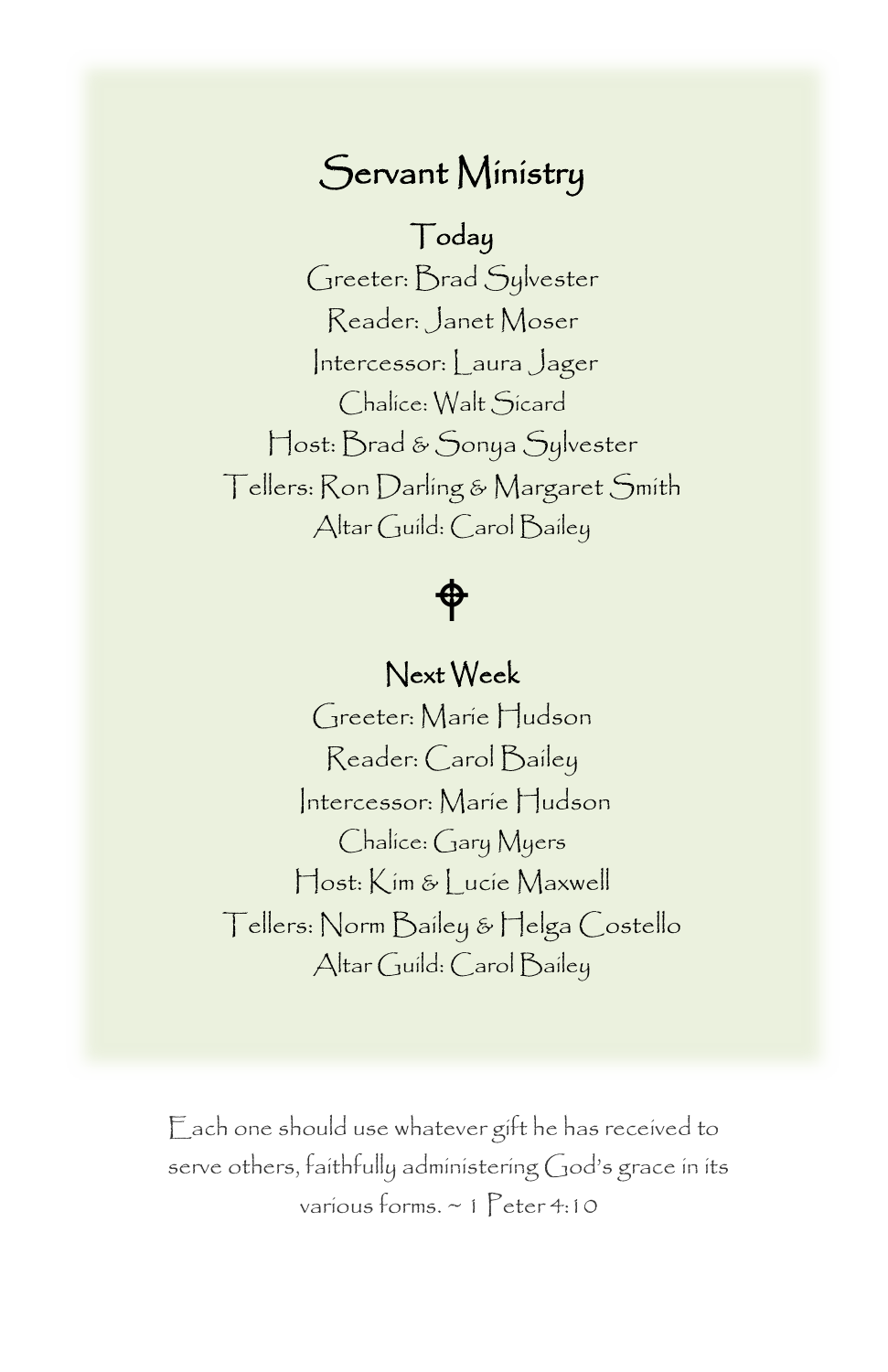# Servant Ministry

## Today

Greeter: Brad Sylvester

Reader: Janet Moser

Intercessor: Laura Jager

Chalice: Walt Sicard

Host: Brad & Sonya Sylvester

Tellers: Ron Darling & Margaret Smith

Altar Guild: Carol Bailey

## Next Week

Greeter: Marie Hudson

Reader: Carol Bailey

Intercessor: Marie Hudson

Chalice: Gary Myers

Host: Kim & Lucie Maxwell

Tellers: Norm Bailey & Helga Costello

Altar Guild: Carol Bailey

Each one should use whatever gift he has received to serve others, faithfully administering God's grace in its various forms. ~ 1 Peter 4:10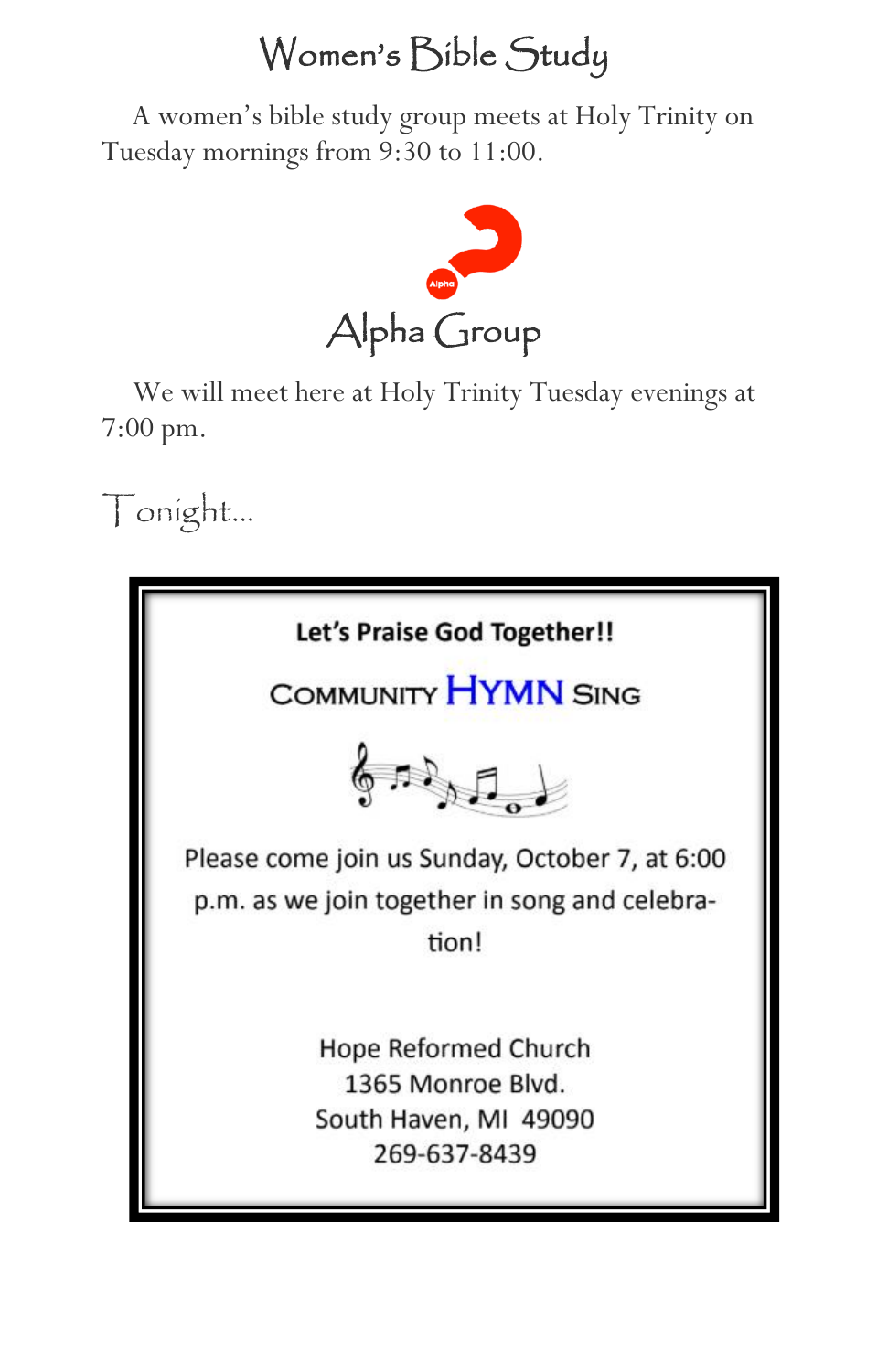# Women's Bible Study

A women's bible study group meets at Holy Trinity on Tuesday mornings from 9:30 to 11:00.

# Alpha Group

We will meet here at Holy Trinity Tuesday evenings at 7:00 pm.

## Tonight...

**Let's Praise God Together!!**

COMMUNITY **HYMN** SING

Please come join us Sunday, October 7, at 6:00 p.m. as we join together in song and celebration!

Hope Reformed Church
1365 Monroe Blvd.
South Haven, MI 49090
269-637-8439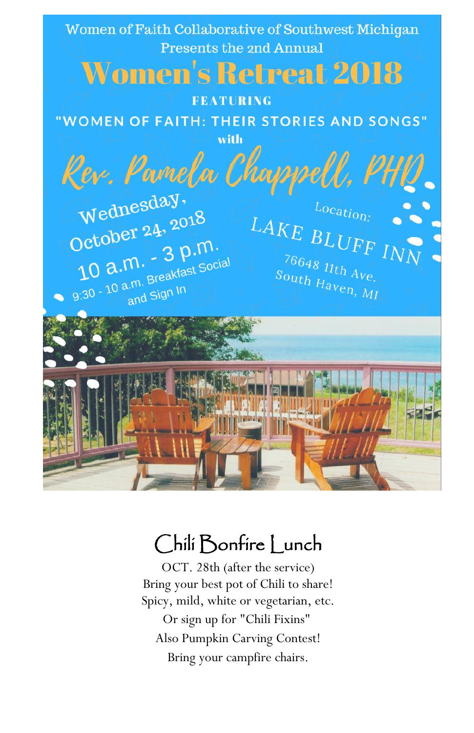Women of Faith Collaborative of Southwest Michigan
Presents the 2nd Annual

# Women's Retreat 2018

FEATURING

"WOMEN OF FAITH: THEIR STORIES AND SONGS"

with

## Rev. Pamela Chappell, PHD

Wednesday,
October 24, 2018
10 a.m. - 3 p.m.
9:30 - 10 a.m. Breakfast Social
and Sign In

Location:
LAKE BLUFF INN
76648 11th Ave.
South Haven, MI

## Chili Bonfire Lunch

OCT. 28th (after the service)
Bring your best pot of Chili to share!
Spicy, mild, white or vegetarian, etc.
Or sign up for "Chili Fixins"
Also Pumpkin Carving Contest!
Bring your campfire chairs.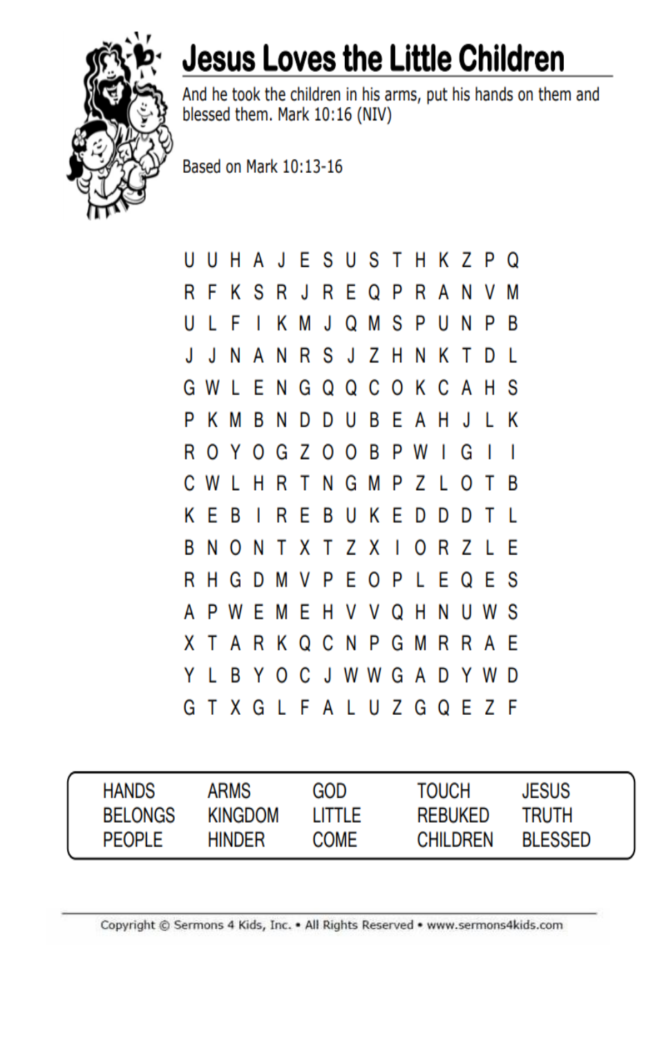# Jesus Loves the Little Children

And he took the children in his arms, put his hands on them and blessed them. Mark 10:16 (NIV)

Based on Mark 10:13-16

```
U U H A J E S U S T H K Z P Q
R F K S R J R E Q P R A N V M
U L F I K M J Q M S P U N P B
J J N A N R S J Z H N K T D L
G W L E N G Q Q C O K C A H S
P K M B N D D U B E A H J L K
R O Y O G Z O O B P W I G I I
C W L H R T N G M P Z L O T B
K E B I R E B U K E D D D T L
B N O N T X T Z X I O R Z L E
R H G D M V P E O P L E Q E S
A P W E M E H V V Q H N U W S
X T A R K Q C N P G M R R A E
Y L B Y O C J W W G A D Y W D
G T X G L F A L U Z G Q E Z F
```

| | | | | |
|---|---|---|---|---|
| HANDS | ARMS | GOD | TOUCH | JESUS |
| BELONGS | KINGDOM | LITTLE | REBUKED | TRUTH |
| PEOPLE | HINDER | COME | CHILDREN | BLESSED |

Copyright © Sermons 4 Kids, Inc. • All Rights Reserved • www.sermons4kids.com